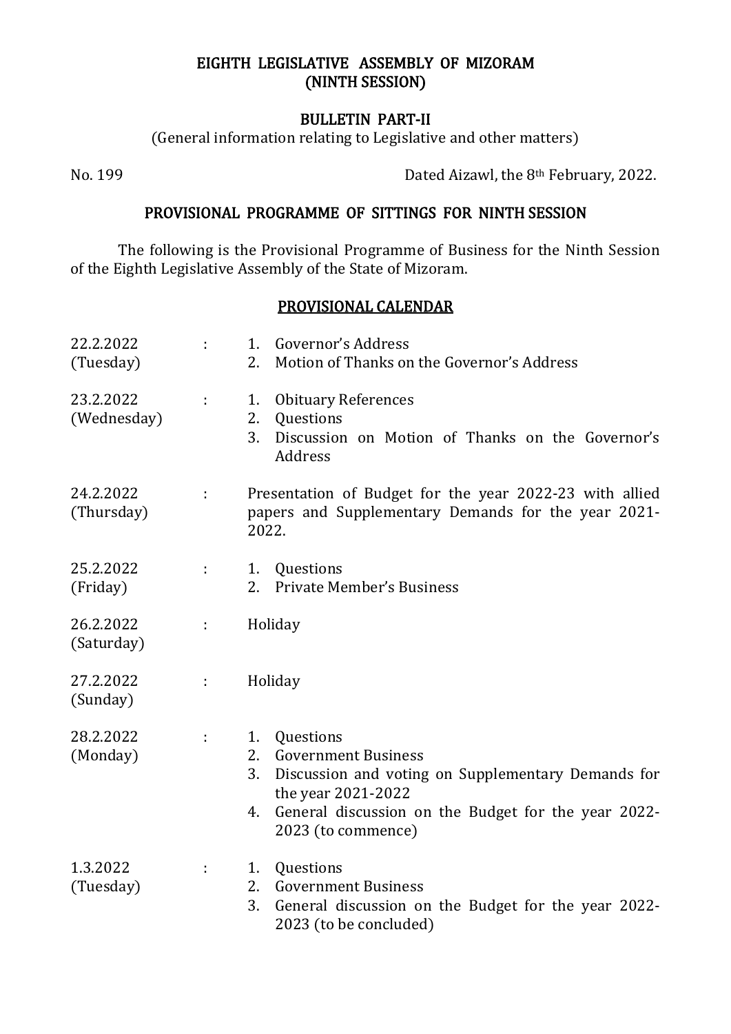# EIGHTH LEGISLATIVE ASSEMBLY OF MIZORAM
# (NINTH SESSION)

## BULLETIN PART-II

(General information relating to Legislative and other matters)

No. 199 Dated Aizawl, the 8th February, 2022.

## PROVISIONAL PROGRAMME OF SITTINGS FOR NINTH SESSION

The following is the Provisional Programme of Business for the Ninth Session of the Eighth Legislative Assembly of the State of Mizoram.

### PROVISIONAL CALENDAR

| Date | | Business |
|---|---|---|
| 22.2.2022 (Tuesday) | : | 1. Governor's Address<br>2. Motion of Thanks on the Governor's Address |
| 23.2.2022 (Wednesday) | : | 1. Obituary References<br>2. Questions<br>3. Discussion on Motion of Thanks on the Governor's Address |
| 24.2.2022 (Thursday) | : | Presentation of Budget for the year 2022-23 with allied papers and Supplementary Demands for the year 2021-2022. |
| 25.2.2022 (Friday) | : | 1. Questions<br>2. Private Member's Business |
| 26.2.2022 (Saturday) | : | Holiday |
| 27.2.2022 (Sunday) | : | Holiday |
| 28.2.2022 (Monday) | : | 1. Questions<br>2. Government Business<br>3. Discussion and voting on Supplementary Demands for the year 2021-2022<br>4. General discussion on the Budget for the year 2022-2023 (to commence) |
| 1.3.2022 (Tuesday) | : | 1. Questions<br>2. Government Business<br>3. General discussion on the Budget for the year 2022-2023 (to be concluded) |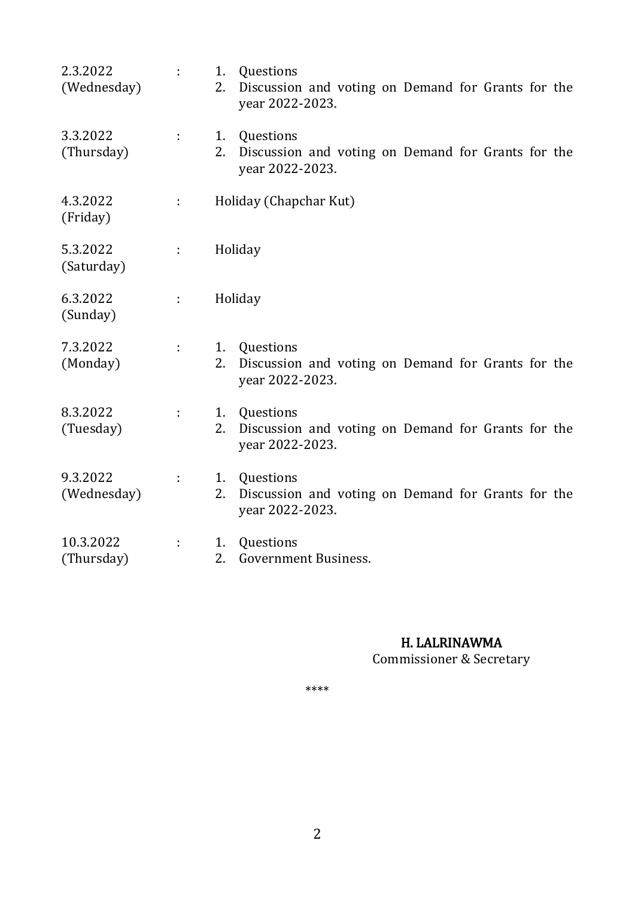| | | |
|---|---|---|
| 2.3.2022 (Wednesday) | : | 1. Questions<br>2. Discussion and voting on Demand for Grants for the year 2022-2023. |
| 3.3.2022 (Thursday) | : | 1. Questions<br>2. Discussion and voting on Demand for Grants for the year 2022-2023. |
| 4.3.2022 (Friday) | : | Holiday (Chapchar Kut) |
| 5.3.2022 (Saturday) | : | Holiday |
| 6.3.2022 (Sunday) | : | Holiday |
| 7.3.2022 (Monday) | : | 1. Questions<br>2. Discussion and voting on Demand for Grants for the year 2022-2023. |
| 8.3.2022 (Tuesday) | : | 1. Questions<br>2. Discussion and voting on Demand for Grants for the year 2022-2023. |
| 9.3.2022 (Wednesday) | : | 1. Questions<br>2. Discussion and voting on Demand for Grants for the year 2022-2023. |
| 10.3.2022 (Thursday) | : | 1. Questions<br>2. Government Business. |

**H. LALRINAWMA**
Commissioner & Secretary

****